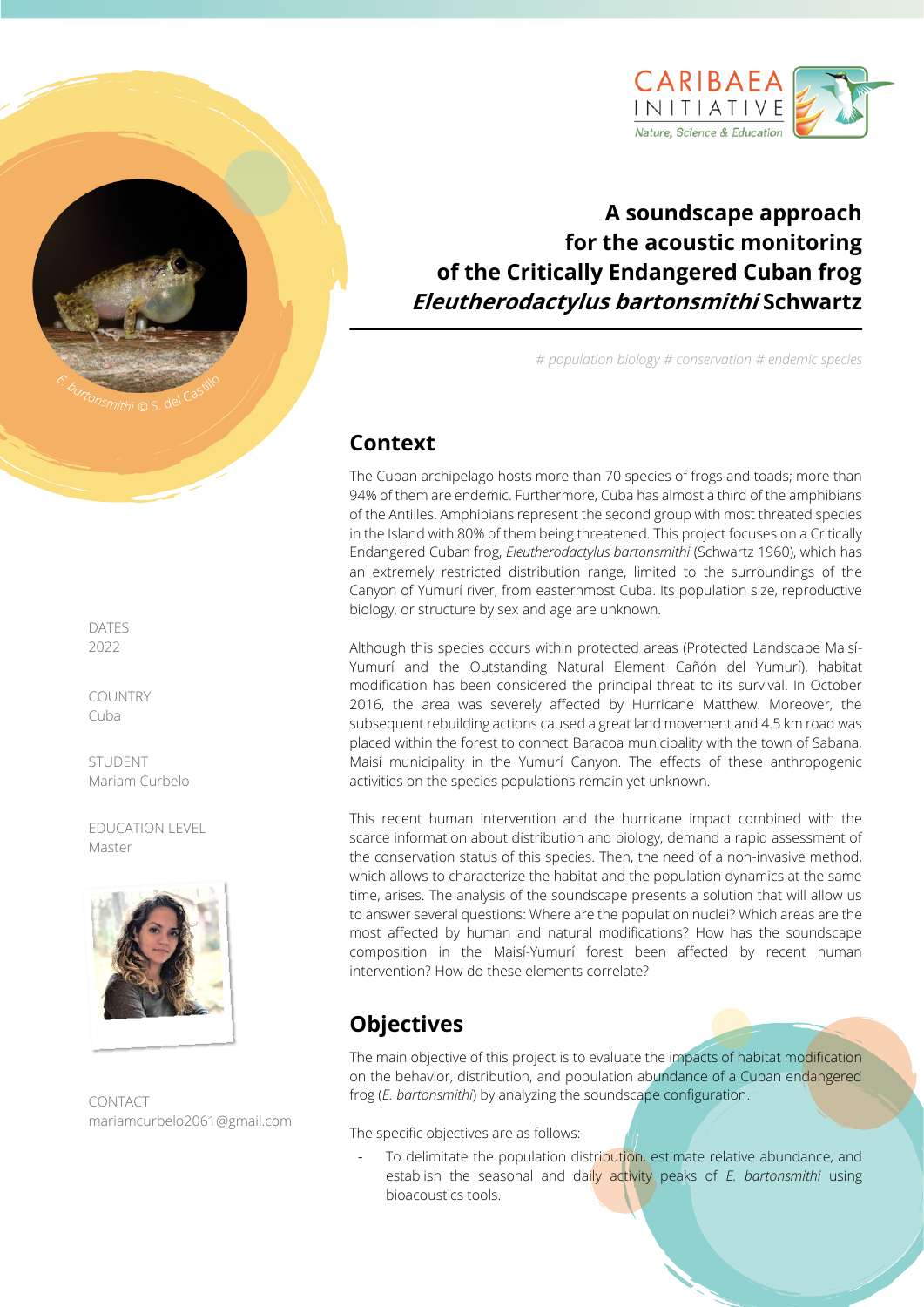CARIBAEA INITIATIVE
Nature, Science & Education

# A soundscape approach for the acoustic monitoring of the Critically Endangered Cuban frog *Eleutherodactylus bartonsmithi* Schwartz

*# population biology # conservation # endemic species*

*E. bartonsmithi* © S. del Castillo

DATES
2022

COUNTRY
Cuba

STUDENT
Mariam Curbelo

EDUCATION LEVEL
Master

CONTACT
mariamcurbelo2061@gmail.com

## Context

The Cuban archipelago hosts more than 70 species of frogs and toads; more than 94% of them are endemic. Furthermore, Cuba has almost a third of the amphibians of the Antilles. Amphibians represent the second group with most threated species in the Island with 80% of them being threatened. This project focuses on a Critically Endangered Cuban frog, *Eleutherodactylus bartonsmithi* (Schwartz 1960), which has an extremely restricted distribution range, limited to the surroundings of the Canyon of Yumurí river, from easternmost Cuba. Its population size, reproductive biology, or structure by sex and age are unknown.

Although this species occurs within protected areas (Protected Landscape Maisí-Yumurí and the Outstanding Natural Element Cañón del Yumurí), habitat modification has been considered the principal threat to its survival. In October 2016, the area was severely affected by Hurricane Matthew. Moreover, the subsequent rebuilding actions caused a great land movement and 4.5 km road was placed within the forest to connect Baracoa municipality with the town of Sabana, Maisí municipality in the Yumurí Canyon. The effects of these anthropogenic activities on the species populations remain yet unknown.

This recent human intervention and the hurricane impact combined with the scarce information about distribution and biology, demand a rapid assessment of the conservation status of this species. Then, the need of a non-invasive method, which allows to characterize the habitat and the population dynamics at the same time, arises. The analysis of the soundscape presents a solution that will allow us to answer several questions: Where are the population nuclei? Which areas are the most affected by human and natural modifications? How has the soundscape composition in the Maisí-Yumurí forest been affected by recent human intervention? How do these elements correlate?

## Objectives

The main objective of this project is to evaluate the impacts of habitat modification on the behavior, distribution, and population abundance of a Cuban endangered frog (*E. bartonsmithi*) by analyzing the soundscape configuration.

The specific objectives are as follows:

- To delimitate the population distribution, estimate relative abundance, and establish the seasonal and daily activity peaks of *E. bartonsmithi* using bioacoustics tools.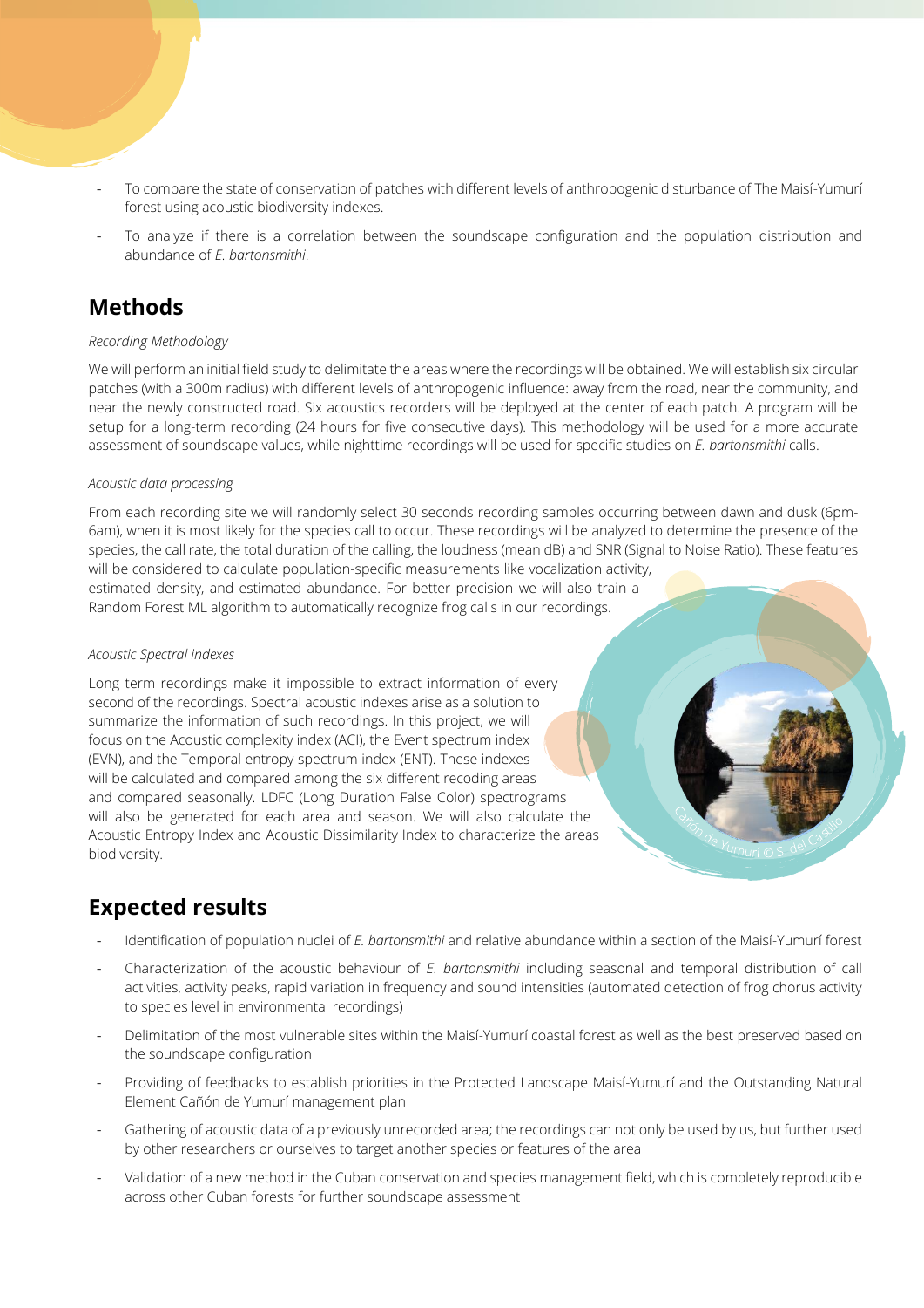- To compare the state of conservation of patches with different levels of anthropogenic disturbance of The Maisí-Yumurí forest using acoustic biodiversity indexes.
- To analyze if there is a correlation between the soundscape configuration and the population distribution and abundance of *E. bartonsmithi*.

## Methods

*Recording Methodology*

We will perform an initial field study to delimitate the areas where the recordings will be obtained. We will establish six circular patches (with a 300m radius) with different levels of anthropogenic influence: away from the road, near the community, and near the newly constructed road. Six acoustics recorders will be deployed at the center of each patch. A program will be setup for a long-term recording (24 hours for five consecutive days). This methodology will be used for a more accurate assessment of soundscape values, while nighttime recordings will be used for specific studies on *E. bartonsmithi* calls.

*Acoustic data processing*

From each recording site we will randomly select 30 seconds recording samples occurring between dawn and dusk (6pm-6am), when it is most likely for the species call to occur. These recordings will be analyzed to determine the presence of the species, the call rate, the total duration of the calling, the loudness (mean dB) and SNR (Signal to Noise Ratio). These features will be considered to calculate population-specific measurements like vocalization activity, estimated density, and estimated abundance. For better precision we will also train a Random Forest ML algorithm to automatically recognize frog calls in our recordings.

*Acoustic Spectral indexes*

Long term recordings make it impossible to extract information of every second of the recordings. Spectral acoustic indexes arise as a solution to summarize the information of such recordings. In this project, we will focus on the Acoustic complexity index (ACI), the Event spectrum index (EVN), and the Temporal entropy spectrum index (ENT). These indexes will be calculated and compared among the six different recoding areas and compared seasonally. LDFC (Long Duration False Color) spectrograms will also be generated for each area and season. We will also calculate the Acoustic Entropy Index and Acoustic Dissimilarity Index to characterize the areas biodiversity.

Cañón de Yumurí © S. del Castillo

## Expected results

- Identification of population nuclei of *E. bartonsmithi* and relative abundance within a section of the Maisí-Yumurí forest
- Characterization of the acoustic behaviour of *E. bartonsmithi* including seasonal and temporal distribution of call activities, activity peaks, rapid variation in frequency and sound intensities (automated detection of frog chorus activity to species level in environmental recordings)
- Delimitation of the most vulnerable sites within the Maisí-Yumurí coastal forest as well as the best preserved based on the soundscape configuration
- Providing of feedbacks to establish priorities in the Protected Landscape Maisí-Yumurí and the Outstanding Natural Element Cañón de Yumurí management plan
- Gathering of acoustic data of a previously unrecorded area; the recordings can not only be used by us, but further used by other researchers or ourselves to target another species or features of the area
- Validation of a new method in the Cuban conservation and species management field, which is completely reproducible across other Cuban forests for further soundscape assessment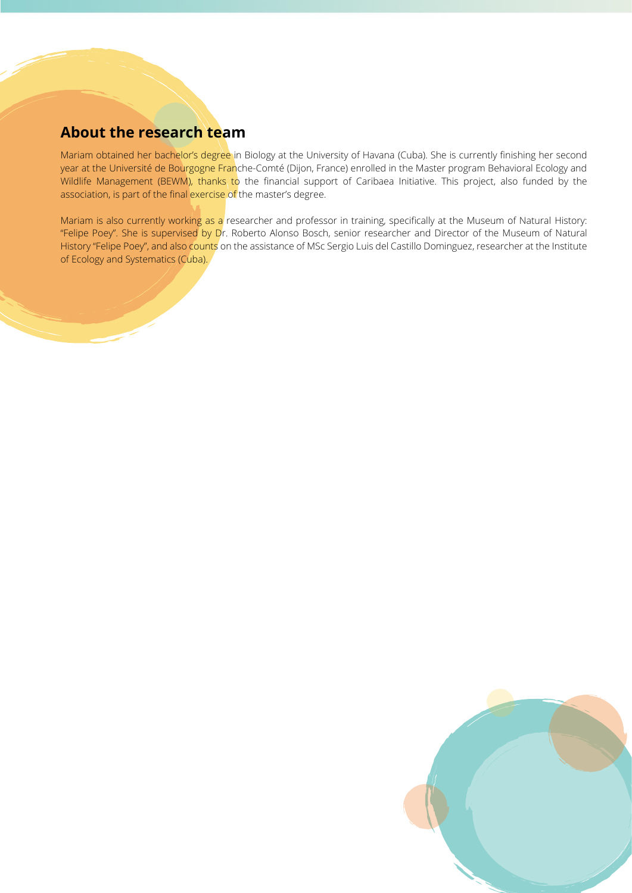## About the research team

Mariam obtained her bachelor's degree in Biology at the University of Havana (Cuba). She is currently finishing her second year at the Université de Bourgogne Franche-Comté (Dijon, France) enrolled in the Master program Behavioral Ecology and Wildlife Management (BEWM), thanks to the financial support of Caribaea Initiative. This project, also funded by the association, is part of the final exercise of the master's degree.

Mariam is also currently working as a researcher and professor in training, specifically at the Museum of Natural History: "Felipe Poey". She is supervised by Dr. Roberto Alonso Bosch, senior researcher and Director of the Museum of Natural History "Felipe Poey", and also counts on the assistance of MSc Sergio Luis del Castillo Dominguez, researcher at the Institute of Ecology and Systematics (Cuba).